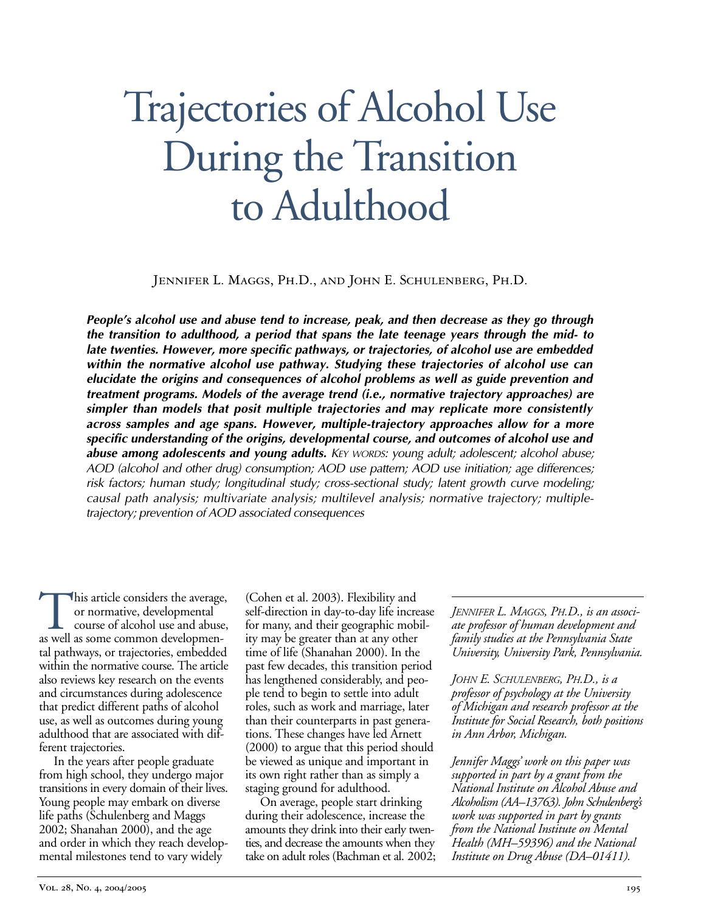# Trajectories of Alcohol Use During the Transition to Adulthood

Jennifer L. Maggs, Ph.D., and John E. Schulenberg, Ph.D.

***People's alcohol use and abuse tend to increase, peak, and then decrease as they go through the transition to adulthood, a period that spans the late teenage years through the mid- to late twenties. However, more specific pathways, or trajectories, of alcohol use are embedded within the normative alcohol use pathway. Studying these trajectories of alcohol use can elucidate the origins and consequences of alcohol problems as well as guide prevention and treatment programs. Models of the average trend (i.e., normative trajectory approaches) are simpler than models that posit multiple trajectories and may replicate more consistently across samples and age spans. However, multiple-trajectory approaches allow for a more specific understanding of the origins, developmental course, and outcomes of alcohol use and abuse among adolescents and young adults.*** *Key words: young adult; adolescent; alcohol abuse; AOD (alcohol and other drug) consumption; AOD use pattern; AOD use initiation; age differences; risk factors; human study; longitudinal study; cross-sectional study; latent growth curve modeling; causal path analysis; multivariate analysis; multilevel analysis; normative trajectory; multiple-trajectory; prevention of AOD associated consequences*

This article considers the average, or normative, developmental course of alcohol use and abuse, as well as some common developmental pathways, or trajectories, embedded within the normative course. The article also reviews key research on the events and circumstances during adolescence that predict different paths of alcohol use, as well as outcomes during young adulthood that are associated with different trajectories.

In the years after people graduate from high school, they undergo major transitions in every domain of their lives. Young people may embark on diverse life paths (Schulenberg and Maggs 2002; Shanahan 2000), and the age and order in which they reach developmental milestones tend to vary widely (Cohen et al. 2003). Flexibility and self-direction in day-to-day life increase for many, and their geographic mobility may be greater than at any other time of life (Shanahan 2000). In the past few decades, this transition period has lengthened considerably, and people tend to begin to settle into adult roles, such as work and marriage, later than their counterparts in past generations. These changes have led Arnett (2000) to argue that this period should be viewed as unique and important in its own right rather than as simply a staging ground for adulthood.

On average, people start drinking during their adolescence, increase the amounts they drink into their early twenties, and decrease the amounts when they take on adult roles (Bachman et al. 2002;

---

*Jennifer L. Maggs, Ph.D., is an associate professor of human development and family studies at the Pennsylvania State University, University Park, Pennsylvania.*

*John E. Schulenberg, Ph.D., is a professor of psychology at the University of Michigan and research professor at the Institute for Social Research, both positions in Ann Arbor, Michigan.*

*Jennifer Maggs' work on this paper was supported in part by a grant from the National Institute on Alcohol Abuse and Alcoholism (AA–13763). John Schulenberg's work was supported in part by grants from the National Institute on Mental Health (MH–59396) and the National Institute on Drug Abuse (DA–01411).*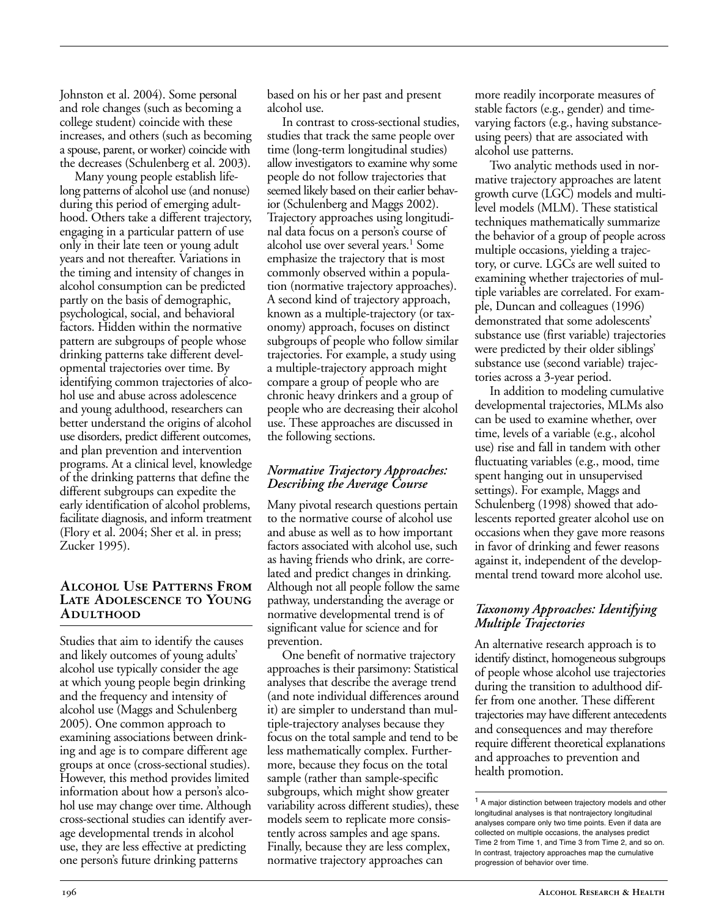Johnston et al. 2004). Some personal and role changes (such as becoming a college student) coincide with these increases, and others (such as becoming a spouse, parent, or worker) coincide with the decreases (Schulenberg et al. 2003).

Many young people establish lifelong patterns of alcohol use (and nonuse) during this period of emerging adulthood. Others take a different trajectory, engaging in a particular pattern of use only in their late teen or young adult years and not thereafter. Variations in the timing and intensity of changes in alcohol consumption can be predicted partly on the basis of demographic, psychological, social, and behavioral factors. Hidden within the normative pattern are subgroups of people whose drinking patterns take different developmental trajectories over time. By identifying common trajectories of alcohol use and abuse across adolescence and young adulthood, researchers can better understand the origins of alcohol use disorders, predict different outcomes, and plan prevention and intervention programs. At a clinical level, knowledge of the drinking patterns that define the different subgroups can expedite the early identification of alcohol problems, facilitate diagnosis, and inform treatment (Flory et al. 2004; Sher et al. in press; Zucker 1995).

## Alcohol Use Patterns From Late Adolescence to Young Adulthood

Studies that aim to identify the causes and likely outcomes of young adults' alcohol use typically consider the age at which young people begin drinking and the frequency and intensity of alcohol use (Maggs and Schulenberg 2005). One common approach to examining associations between drinking and age is to compare different age groups at once (cross-sectional studies). However, this method provides limited information about how a person's alcohol use may change over time. Although cross-sectional studies can identify average developmental trends in alcohol use, they are less effective at predicting one person's future drinking patterns based on his or her past and present alcohol use.

In contrast to cross-sectional studies, studies that track the same people over time (long-term longitudinal studies) allow investigators to examine why some people do not follow trajectories that seemed likely based on their earlier behavior (Schulenberg and Maggs 2002). Trajectory approaches using longitudinal data focus on a person's course of alcohol use over several years.[1] Some emphasize the trajectory that is most commonly observed within a population (normative trajectory approaches). A second kind of trajectory approach, known as a multiple-trajectory (or taxonomy) approach, focuses on distinct subgroups of people who follow similar trajectories. For example, a study using a multiple-trajectory approach might compare a group of people who are chronic heavy drinkers and a group of people who are decreasing their alcohol use. These approaches are discussed in the following sections.

### *Normative Trajectory Approaches: Describing the Average Course*

Many pivotal research questions pertain to the normative course of alcohol use and abuse as well as to how important factors associated with alcohol use, such as having friends who drink, are correlated and predict changes in drinking. Although not all people follow the same pathway, understanding the average or normative developmental trend is of significant value for science and for prevention.

One benefit of normative trajectory approaches is their parsimony: Statistical analyses that describe the average trend (and note individual differences around it) are simpler to understand than multiple-trajectory analyses because they focus on the total sample and tend to be less mathematically complex. Furthermore, because they focus on the total sample (rather than sample-specific subgroups, which might show greater variability across different studies), these models seem to replicate more consistently across samples and age spans. Finally, because they are less complex, normative trajectory approaches can more readily incorporate measures of stable factors (e.g., gender) and time-varying factors (e.g., having substance-using peers) that are associated with alcohol use patterns.

Two analytic methods used in normative trajectory approaches are latent growth curve (LGC) models and multilevel models (MLM). These statistical techniques mathematically summarize the behavior of a group of people across multiple occasions, yielding a trajectory, or curve. LGCs are well suited to examining whether trajectories of multiple variables are correlated. For example, Duncan and colleagues (1996) demonstrated that some adolescents' substance use (first variable) trajectories were predicted by their older siblings' substance use (second variable) trajectories across a 3-year period.

In addition to modeling cumulative developmental trajectories, MLMs also can be used to examine whether, over time, levels of a variable (e.g., alcohol use) rise and fall in tandem with other fluctuating variables (e.g., mood, time spent hanging out in unsupervised settings). For example, Maggs and Schulenberg (1998) showed that adolescents reported greater alcohol use on occasions when they gave more reasons in favor of drinking and fewer reasons against it, independent of the developmental trend toward more alcohol use.

### *Taxonomy Approaches: Identifying Multiple Trajectories*

An alternative research approach is to identify distinct, homogeneous subgroups of people whose alcohol use trajectories during the transition to adulthood differ from one another. These different trajectories may have different antecedents and consequences and may therefore require different theoretical explanations and approaches to prevention and health promotion.

[1] A major distinction between trajectory models and other longitudinal analyses is that nontrajectory longitudinal analyses compare only two time points. Even if data are collected on multiple occasions, the analyses predict Time 2 from Time 1, and Time 3 from Time 2, and so on. In contrast, trajectory approaches map the cumulative progression of behavior over time.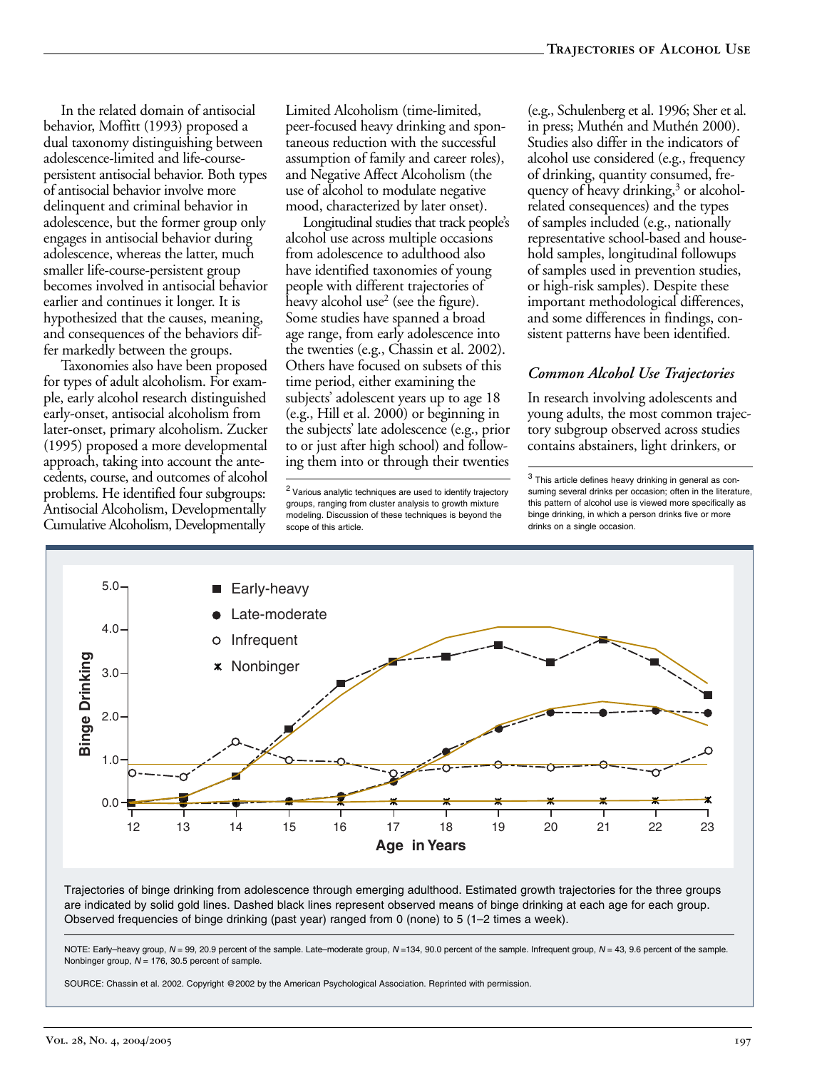In the related domain of antisocial behavior, Moffitt (1993) proposed a dual taxonomy distinguishing between adolescence-limited and life-course-persistent antisocial behavior. Both types of antisocial behavior involve more delinquent and criminal behavior in adolescence, but the former group only engages in antisocial behavior during adolescence, whereas the latter, much smaller life-course-persistent group becomes involved in antisocial behavior earlier and continues it longer. It is hypothesized that the causes, meaning, and consequences of the behaviors differ markedly between the groups.

Taxonomies also have been proposed for types of adult alcoholism. For example, early alcohol research distinguished early-onset, antisocial alcoholism from later-onset, primary alcoholism. Zucker (1995) proposed a more developmental approach, taking into account the antecedents, course, and outcomes of alcohol problems. He identified four subgroups: Antisocial Alcoholism, Developmentally Cumulative Alcoholism, Developmentally Limited Alcoholism (time-limited, peer-focused heavy drinking and spontaneous reduction with the successful assumption of family and career roles), and Negative Affect Alcoholism (the use of alcohol to modulate negative mood, characterized by later onset).

Longitudinal studies that track people's alcohol use across multiple occasions from adolescence to adulthood also have identified taxonomies of young people with different trajectories of heavy alcohol use[2] (see the figure). Some studies have spanned a broad age range, from early adolescence into the twenties (e.g., Chassin et al. 2002). Others have focused on subsets of this time period, either examining the subjects' adolescent years up to age 18 (e.g., Hill et al. 2000) or beginning in the subjects' late adolescence (e.g., prior to or just after high school) and following them into or through their twenties (e.g., Schulenberg et al. 1996; Sher et al. in press; Muthén and Muthén 2000). Studies also differ in the indicators of alcohol use considered (e.g., frequency of drinking, quantity consumed, frequency of heavy drinking,[3] or alcohol-related consequences) and the types of samples included (e.g., nationally representative school-based and household samples, longitudinal followups of samples used in prevention studies, or high-risk samples). Despite these important methodological differences, and some differences in findings, consistent patterns have been identified.

### *Common Alcohol Use Trajectories*

In research involving adolescents and young adults, the most common trajectory subgroup observed across studies contains abstainers, light drinkers, or

[2] Various analytic techniques are used to identify trajectory groups, ranging from cluster analysis to growth mixture modeling. Discussion of these techniques is beyond the scope of this article.

[3] This article defines heavy drinking in general as consuming several drinks per occasion; often in the literature, this pattern of alcohol use is viewed more specifically as binge drinking, in which a person drinks five or more drinks on a single occasion.

Trajectories of binge drinking from adolescence through emerging adulthood. Estimated growth trajectories for the three groups are indicated by solid gold lines. Dashed black lines represent observed means of binge drinking at each age for each group. Observed frequencies of binge drinking (past year) ranged from 0 (none) to 5 (1–2 times a week).

NOTE: Early–heavy group, $N$ = 99, 20.9 percent of the sample. Late–moderate group, $N$ =134, 90.0 percent of the sample. Infrequent group, $N$ = 43, 9.6 percent of the sample. Nonbinger group, $N$ = 176, 30.5 percent of sample.

SOURCE: Chassin et al. 2002. Copyright @2002 by the American Psychological Association. Reprinted with permission.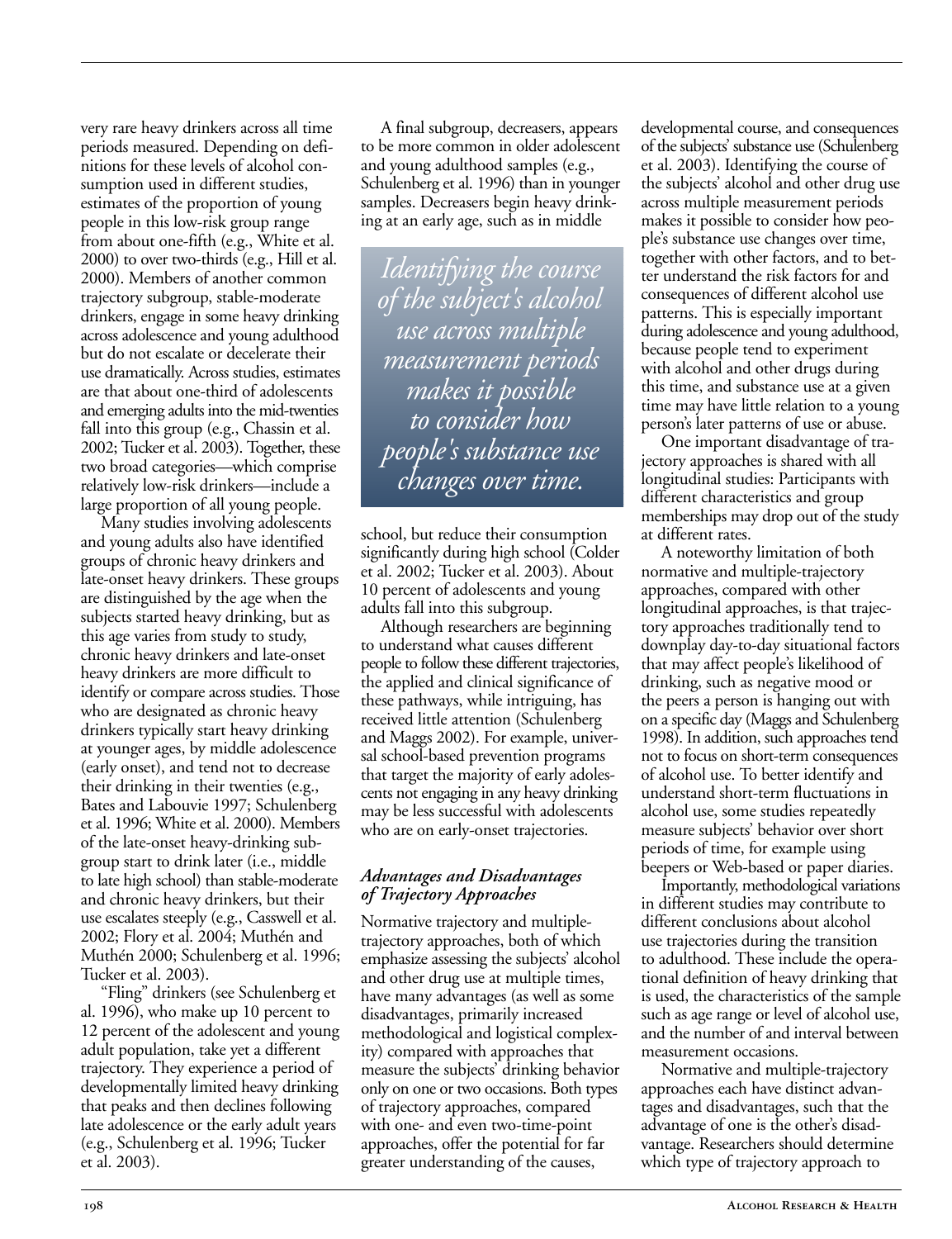very rare heavy drinkers across all time periods measured. Depending on definitions for these levels of alcohol consumption used in different studies, estimates of the proportion of young people in this low-risk group range from about one-fifth (e.g., White et al. 2000) to over two-thirds (e.g., Hill et al. 2000). Members of another common trajectory subgroup, stable-moderate drinkers, engage in some heavy drinking across adolescence and young adulthood but do not escalate or decelerate their use dramatically. Across studies, estimates are that about one-third of adolescents and emerging adults into the mid-twenties fall into this group (e.g., Chassin et al. 2002; Tucker et al. 2003). Together, these two broad categories—which comprise relatively low-risk drinkers—include a large proportion of all young people.

Many studies involving adolescents and young adults also have identified groups of chronic heavy drinkers and late-onset heavy drinkers. These groups are distinguished by the age when the subjects started heavy drinking, but as this age varies from study to study, chronic heavy drinkers and late-onset heavy drinkers are more difficult to identify or compare across studies. Those who are designated as chronic heavy drinkers typically start heavy drinking at younger ages, by middle adolescence (early onset), and tend not to decrease their drinking in their twenties (e.g., Bates and Labouvie 1997; Schulenberg et al. 1996; White et al. 2000). Members of the late-onset heavy-drinking subgroup start to drink later (i.e., middle to late high school) than stable-moderate and chronic heavy drinkers, but their use escalates steeply (e.g., Casswell et al. 2002; Flory et al. 2004; Muthén and Muthén 2000; Schulenberg et al. 1996; Tucker et al. 2003).

"Fling" drinkers (see Schulenberg et al. 1996), who make up 10 percent to 12 percent of the adolescent and young adult population, take yet a different trajectory. They experience a period of developmentally limited heavy drinking that peaks and then declines following late adolescence or the early adult years (e.g., Schulenberg et al. 1996; Tucker et al. 2003).

A final subgroup, decreasers, appears to be more common in older adolescent and young adulthood samples (e.g., Schulenberg et al. 1996) than in younger samples. Decreasers begin heavy drinking at an early age, such as in middle school, but reduce their consumption significantly during high school (Colder et al. 2002; Tucker et al. 2003). About 10 percent of adolescents and young adults fall into this subgroup.

*Identifying the course of the subject's alcohol use across multiple measurement periods makes it possible to consider how people's substance use changes over time.*

Although researchers are beginning to understand what causes different people to follow these different trajectories, the applied and clinical significance of these pathways, while intriguing, has received little attention (Schulenberg and Maggs 2002). For example, universal school-based prevention programs that target the majority of early adolescents not engaging in any heavy drinking may be less successful with adolescents who are on early-onset trajectories.

### *Advantages and Disadvantages of Trajectory Approaches*

Normative trajectory and multiple-trajectory approaches, both of which emphasize assessing the subjects' alcohol and other drug use at multiple times, have many advantages (as well as some disadvantages, primarily increased methodological and logistical complexity) compared with approaches that measure the subjects' drinking behavior only on one or two occasions. Both types of trajectory approaches, compared with one- and even two-time-point approaches, offer the potential for far greater understanding of the causes, developmental course, and consequences of the subjects' substance use (Schulenberg et al. 2003). Identifying the course of the subjects' alcohol and other drug use across multiple measurement periods makes it possible to consider how people's substance use changes over time, together with other factors, and to better understand the risk factors for and consequences of different alcohol use patterns. This is especially important during adolescence and young adulthood, because people tend to experiment with alcohol and other drugs during this time, and substance use at a given time may have little relation to a young person's later patterns of use or abuse.

One important disadvantage of trajectory approaches is shared with all longitudinal studies: Participants with different characteristics and group memberships may drop out of the study at different rates.

A noteworthy limitation of both normative and multiple-trajectory approaches, compared with other longitudinal approaches, is that trajectory approaches traditionally tend to downplay day-to-day situational factors that may affect people's likelihood of drinking, such as negative mood or the peers a person is hanging out with on a specific day (Maggs and Schulenberg 1998). In addition, such approaches tend not to focus on short-term consequences of alcohol use. To better identify and understand short-term fluctuations in alcohol use, some studies repeatedly measure subjects' behavior over short periods of time, for example using beepers or Web-based or paper diaries.

Importantly, methodological variations in different studies may contribute to different conclusions about alcohol use trajectories during the transition to adulthood. These include the operational definition of heavy drinking that is used, the characteristics of the sample such as age range or level of alcohol use, and the number of and interval between measurement occasions.

Normative and multiple-trajectory approaches each have distinct advantages and disadvantages, such that the advantage of one is the other's disadvantage. Researchers should determine which type of trajectory approach to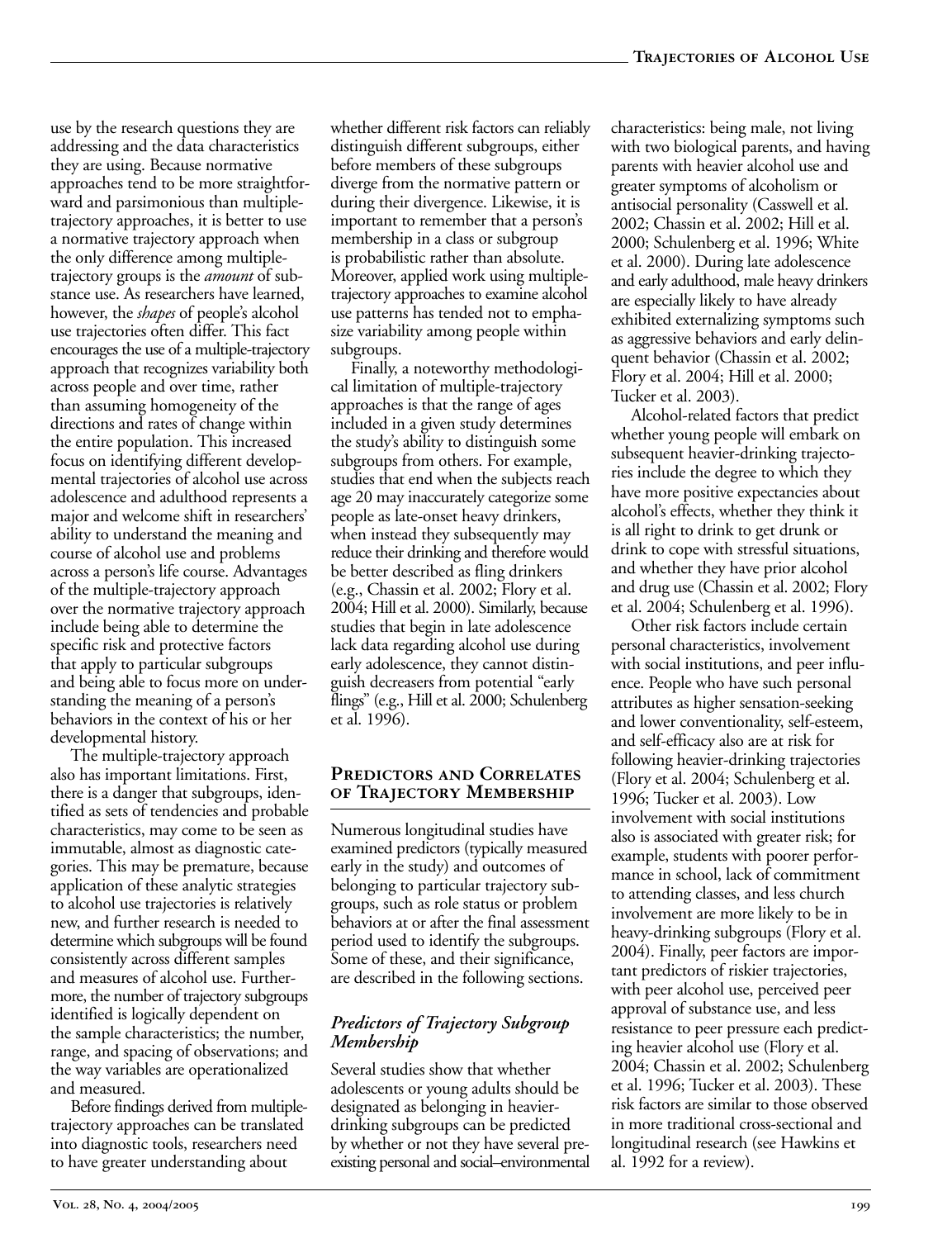use by the research questions they are addressing and the data characteristics they are using. Because normative approaches tend to be more straightforward and parsimonious than multiple-trajectory approaches, it is better to use a normative trajectory approach when the only difference among multiple-trajectory groups is the *amount* of substance use. As researchers have learned, however, the *shapes* of people's alcohol use trajectories often differ. This fact encourages the use of a multiple-trajectory approach that recognizes variability both across people and over time, rather than assuming homogeneity of the directions and rates of change within the entire population. This increased focus on identifying different developmental trajectories of alcohol use across adolescence and adulthood represents a major and welcome shift in researchers' ability to understand the meaning and course of alcohol use and problems across a person's life course. Advantages of the multiple-trajectory approach over the normative trajectory approach include being able to determine the specific risk and protective factors that apply to particular subgroups and being able to focus more on understanding the meaning of a person's behaviors in the context of his or her developmental history.

The multiple-trajectory approach also has important limitations. First, there is a danger that subgroups, identified as sets of tendencies and probable characteristics, may come to be seen as immutable, almost as diagnostic categories. This may be premature, because application of these analytic strategies to alcohol use trajectories is relatively new, and further research is needed to determine which subgroups will be found consistently across different samples and measures of alcohol use. Furthermore, the number of trajectory subgroups identified is logically dependent on the sample characteristics; the number, range, and spacing of observations; and the way variables are operationalized and measured.

Before findings derived from multiple-trajectory approaches can be translated into diagnostic tools, researchers need to have greater understanding about whether different risk factors can reliably distinguish different subgroups, either before members of these subgroups diverge from the normative pattern or during their divergence. Likewise, it is important to remember that a person's membership in a class or subgroup is probabilistic rather than absolute. Moreover, applied work using multiple-trajectory approaches to examine alcohol use patterns has tended not to emphasize variability among people within subgroups.

Finally, a noteworthy methodological limitation of multiple-trajectory approaches is that the range of ages included in a given study determines the study's ability to distinguish some subgroups from others. For example, studies that end when the subjects reach age 20 may inaccurately categorize some people as late-onset heavy drinkers, when instead they subsequently may reduce their drinking and therefore would be better described as fling drinkers (e.g., Chassin et al. 2002; Flory et al. 2004; Hill et al. 2000). Similarly, because studies that begin in late adolescence lack data regarding alcohol use during early adolescence, they cannot distinguish decreasers from potential "early flings" (e.g., Hill et al. 2000; Schulenberg et al. 1996).

## Predictors and Correlates of Trajectory Membership

Numerous longitudinal studies have examined predictors (typically measured early in the study) and outcomes of belonging to particular trajectory subgroups, such as role status or problem behaviors at or after the final assessment period used to identify the subgroups. Some of these, and their significance, are described in the following sections.

### *Predictors of Trajectory Subgroup Membership*

Several studies show that whether adolescents or young adults should be designated as belonging in heavier-drinking subgroups can be predicted by whether or not they have several preexisting personal and social–environmental characteristics: being male, not living with two biological parents, and having parents with heavier alcohol use and greater symptoms of alcoholism or antisocial personality (Casswell et al. 2002; Chassin et al. 2002; Hill et al. 2000; Schulenberg et al. 1996; White et al. 2000). During late adolescence and early adulthood, male heavy drinkers are especially likely to have already exhibited externalizing symptoms such as aggressive behaviors and early delinquent behavior (Chassin et al. 2002; Flory et al. 2004; Hill et al. 2000; Tucker et al. 2003).

Alcohol-related factors that predict whether young people will embark on subsequent heavier-drinking trajectories include the degree to which they have more positive expectancies about alcohol's effects, whether they think it is all right to drink to get drunk or drink to cope with stressful situations, and whether they have prior alcohol and drug use (Chassin et al. 2002; Flory et al. 2004; Schulenberg et al. 1996).

Other risk factors include certain personal characteristics, involvement with social institutions, and peer influence. People who have such personal attributes as higher sensation-seeking and lower conventionality, self-esteem, and self-efficacy also are at risk for following heavier-drinking trajectories (Flory et al. 2004; Schulenberg et al. 1996; Tucker et al. 2003). Low involvement with social institutions also is associated with greater risk; for example, students with poorer performance in school, lack of commitment to attending classes, and less church involvement are more likely to be in heavy-drinking subgroups (Flory et al. 2004). Finally, peer factors are important predictors of riskier trajectories, with peer alcohol use, perceived peer approval of substance use, and less resistance to peer pressure each predicting heavier alcohol use (Flory et al. 2004; Chassin et al. 2002; Schulenberg et al. 1996; Tucker et al. 2003). These risk factors are similar to those observed in more traditional cross-sectional and longitudinal research (see Hawkins et al. 1992 for a review).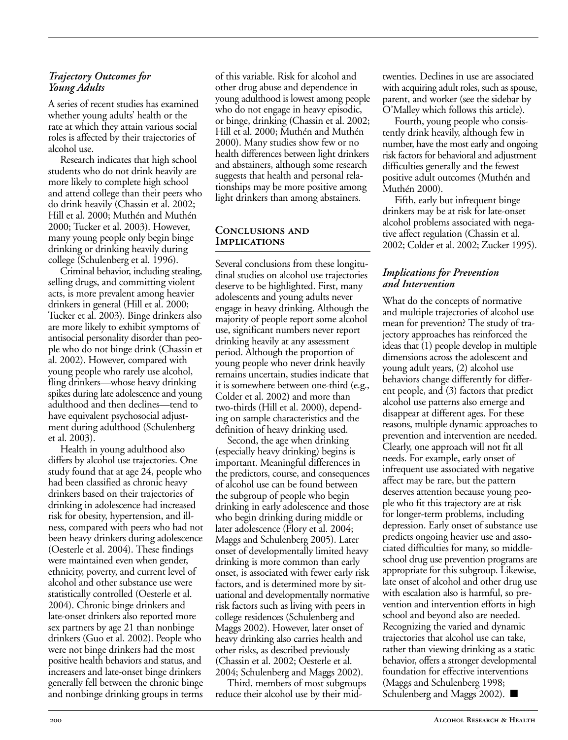### *Trajectory Outcomes for Young Adults*

A series of recent studies has examined whether young adults' health or the rate at which they attain various social roles is affected by their trajectories of alcohol use.

Research indicates that high school students who do not drink heavily are more likely to complete high school and attend college than their peers who do drink heavily (Chassin et al. 2002; Hill et al. 2000; Muthén and Muthén 2000; Tucker et al. 2003). However, many young people only begin binge drinking or drinking heavily during college (Schulenberg et al. 1996).

Criminal behavior, including stealing, selling drugs, and committing violent acts, is more prevalent among heavier drinkers in general (Hill et al. 2000; Tucker et al. 2003). Binge drinkers also are more likely to exhibit symptoms of antisocial personality disorder than people who do not binge drink (Chassin et al. 2002). However, compared with young people who rarely use alcohol, fling drinkers—whose heavy drinking spikes during late adolescence and young adulthood and then declines—tend to have equivalent psychosocial adjustment during adulthood (Schulenberg et al. 2003).

Health in young adulthood also differs by alcohol use trajectories. One study found that at age 24, people who had been classified as chronic heavy drinkers based on their trajectories of drinking in adolescence had increased risk for obesity, hypertension, and illness, compared with peers who had not been heavy drinkers during adolescence (Oesterle et al. 2004). These findings were maintained even when gender, ethnicity, poverty, and current level of alcohol and other substance use were statistically controlled (Oesterle et al. 2004). Chronic binge drinkers and late-onset drinkers also reported more sex partners by age 21 than nonbinge drinkers (Guo et al. 2002). People who were not binge drinkers had the most positive health behaviors and status, and increasers and late-onset binge drinkers generally fell between the chronic binge and nonbinge drinking groups in terms of this variable. Risk for alcohol and other drug abuse and dependence in young adulthood is lowest among people who do not engage in heavy episodic, or binge, drinking (Chassin et al. 2002; Hill et al. 2000; Muthén and Muthén 2000). Many studies show few or no health differences between light drinkers and abstainers, although some research suggests that health and personal relationships may be more positive among light drinkers than among abstainers.

## Conclusions and Implications

Several conclusions from these longitudinal studies on alcohol use trajectories deserve to be highlighted. First, many adolescents and young adults never engage in heavy drinking. Although the majority of people report some alcohol use, significant numbers never report drinking heavily at any assessment period. Although the proportion of young people who never drink heavily remains uncertain, studies indicate that it is somewhere between one-third (e.g., Colder et al. 2002) and more than two-thirds (Hill et al. 2000), depending on sample characteristics and the definition of heavy drinking used.

Second, the age when drinking (especially heavy drinking) begins is important. Meaningful differences in the predictors, course, and consequences of alcohol use can be found between the subgroup of people who begin drinking in early adolescence and those who begin drinking during middle or later adolescence (Flory et al. 2004; Maggs and Schulenberg 2005). Later onset of developmentally limited heavy drinking is more common than early onset, is associated with fewer early risk factors, and is determined more by situational and developmentally normative risk factors such as living with peers in college residences (Schulenberg and Maggs 2002). However, later onset of heavy drinking also carries health and other risks, as described previously (Chassin et al. 2002; Oesterle et al. 2004; Schulenberg and Maggs 2002).

Third, members of most subgroups reduce their alcohol use by their mid-twenties. Declines in use are associated with acquiring adult roles, such as spouse, parent, and worker (see the sidebar by O'Malley which follows this article).

Fourth, young people who consistently drink heavily, although few in number, have the most early and ongoing risk factors for behavioral and adjustment difficulties generally and the fewest positive adult outcomes (Muthén and Muthén 2000).

Fifth, early but infrequent binge drinkers may be at risk for late-onset alcohol problems associated with negative affect regulation (Chassin et al. 2002; Colder et al. 2002; Zucker 1995).

### *Implications for Prevention and Intervention*

What do the concepts of normative and multiple trajectories of alcohol use mean for prevention? The study of trajectory approaches has reinforced the ideas that (1) people develop in multiple dimensions across the adolescent and young adult years, (2) alcohol use behaviors change differently for different people, and (3) factors that predict alcohol use patterns also emerge and disappear at different ages. For these reasons, multiple dynamic approaches to prevention and intervention are needed. Clearly, one approach will not fit all needs. For example, early onset of infrequent use associated with negative affect may be rare, but the pattern deserves attention because young people who fit this trajectory are at risk for longer-term problems, including depression. Early onset of substance use predicts ongoing heavier use and associated difficulties for many, so middle-school drug use prevention programs are appropriate for this subgroup. Likewise, late onset of alcohol and other drug use with escalation also is harmful, so prevention and intervention efforts in high school and beyond also are needed. Recognizing the varied and dynamic trajectories that alcohol use can take, rather than viewing drinking as a static behavior, offers a stronger developmental foundation for effective interventions (Maggs and Schulenberg 1998; Schulenberg and Maggs 2002). ■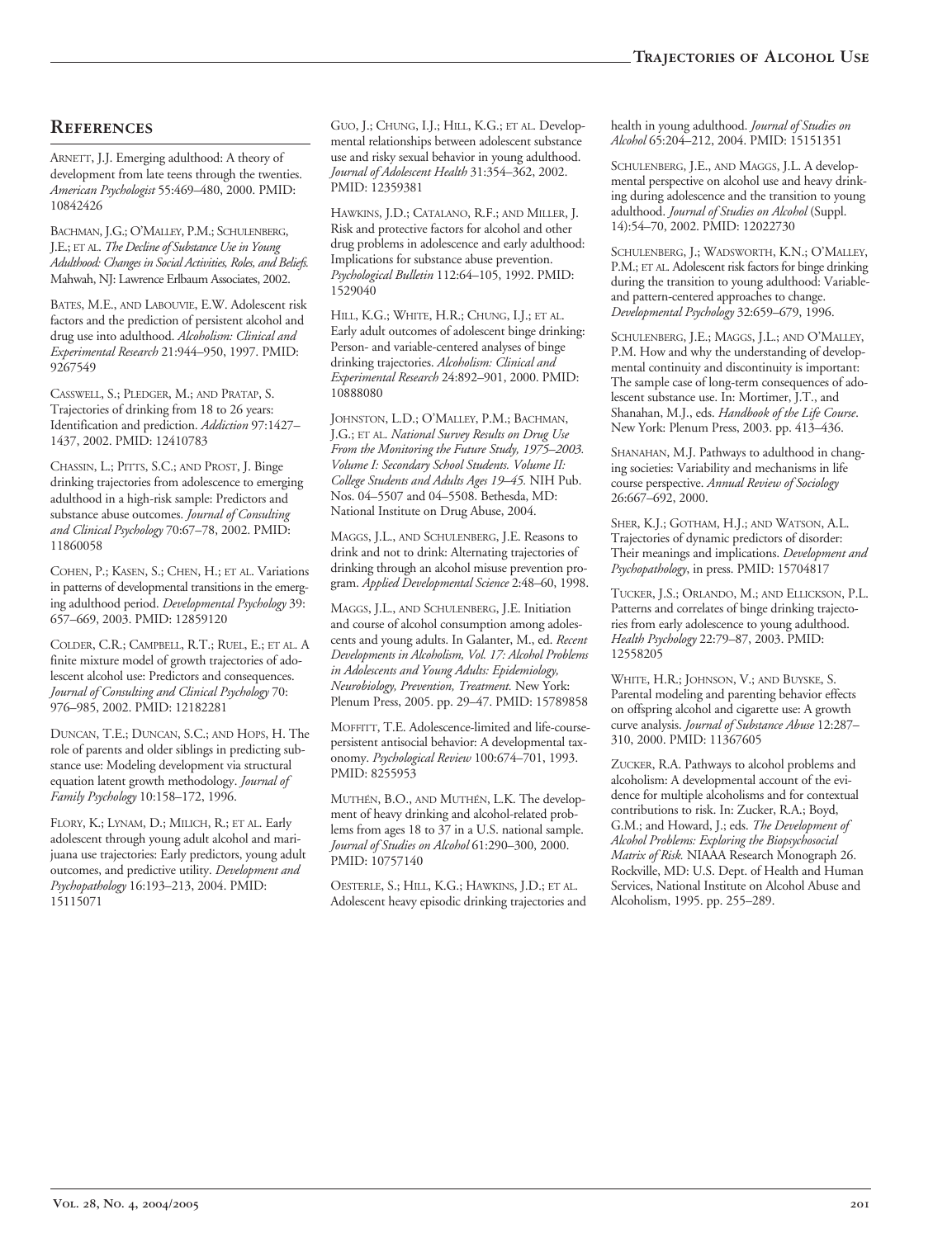## References

Arnett, J.J. Emerging adulthood: A theory of development from late teens through the twenties. *American Psychologist* 55:469–480, 2000. PMID: 10842426

Bachman, J.G.; O'Malley, P.M.; Schulenberg, J.E.; et al. *The Decline of Substance Use in Young Adulthood: Changes in Social Activities, Roles, and Beliefs.* Mahwah, NJ: Lawrence Erlbaum Associates, 2002.

Bates, M.E., and Labouvie, E.W. Adolescent risk factors and the prediction of persistent alcohol and drug use into adulthood. *Alcoholism: Clinical and Experimental Research* 21:944–950, 1997. PMID: 9267549

Casswell, S.; Pledger, M.; and Pratap, S. Trajectories of drinking from 18 to 26 years: Identification and prediction. *Addiction* 97:1427–1437, 2002. PMID: 12410783

Chassin, L.; Pitts, S.C.; and Prost, J. Binge drinking trajectories from adolescence to emerging adulthood in a high-risk sample: Predictors and substance abuse outcomes. *Journal of Consulting and Clinical Psychology* 70:67–78, 2002. PMID: 11860058

Cohen, P.; Kasen, S.; Chen, H.; et al. Variations in patterns of developmental transitions in the emerging adulthood period. *Developmental Psychology* 39: 657–669, 2003. PMID: 12859120

Colder, C.R.; Campbell, R.T.; Ruel, E.; et al. A finite mixture model of growth trajectories of adolescent alcohol use: Predictors and consequences. *Journal of Consulting and Clinical Psychology* 70: 976–985, 2002. PMID: 12182281

Duncan, T.E.; Duncan, S.C.; and Hops, H. The role of parents and older siblings in predicting substance use: Modeling development via structural equation latent growth methodology. *Journal of Family Psychology* 10:158–172, 1996.

Flory, K.; Lynam, D.; Milich, R.; et al. Early adolescent through young adult alcohol and marijuana use trajectories: Early predictors, young adult outcomes, and predictive utility. *Development and Psychopathology* 16:193–213, 2004. PMID: 15115071

Guo, J.; Chung, I.J.; Hill, K.G.; et al. Developmental relationships between adolescent substance use and risky sexual behavior in young adulthood. *Journal of Adolescent Health* 31:354–362, 2002. PMID: 12359381

Hawkins, J.D.; Catalano, R.F.; and Miller, J. Risk and protective factors for alcohol and other drug problems in adolescence and early adulthood: Implications for substance abuse prevention. *Psychological Bulletin* 112:64–105, 1992. PMID: 1529040

Hill, K.G.; White, H.R.; Chung, I.J.; et al. Early adult outcomes of adolescent binge drinking: Person- and variable-centered analyses of binge drinking trajectories. *Alcoholism: Clinical and Experimental Research* 24:892–901, 2000. PMID: 10888080

Johnston, L.D.; O'Malley, P.M.; Bachman, J.G.; et al. *National Survey Results on Drug Use From the Monitoring the Future Study, 1975–2003. Volume I: Secondary School Students. Volume II: College Students and Adults Ages 19–45.* NIH Pub. Nos. 04–5507 and 04–5508. Bethesda, MD: National Institute on Drug Abuse, 2004.

Maggs, J.L., and Schulenberg, J.E. Reasons to drink and not to drink: Alternating trajectories of drinking through an alcohol misuse prevention program. *Applied Developmental Science* 2:48–60, 1998.

Maggs, J.L., and Schulenberg, J.E. Initiation and course of alcohol consumption among adolescents and young adults. In Galanter, M., ed. *Recent Developments in Alcoholism, Vol. 17: Alcohol Problems in Adolescents and Young Adults: Epidemiology, Neurobiology, Prevention, Treatment.* New York: Plenum Press, 2005. pp. 29–47. PMID: 15789858

Moffitt, T.E. Adolescence-limited and life-course-persistent antisocial behavior: A developmental taxonomy. *Psychological Review* 100:674–701, 1993. PMID: 8255953

Muthén, B.O., and Muthén, L.K. The development of heavy drinking and alcohol-related problems from ages 18 to 37 in a U.S. national sample. *Journal of Studies on Alcohol* 61:290–300, 2000. PMID: 10757140

Oesterle, S.; Hill, K.G.; Hawkins, J.D.; et al. Adolescent heavy episodic drinking trajectories and health in young adulthood. *Journal of Studies on Alcohol* 65:204–212, 2004. PMID: 15151351

Schulenberg, J.E., and Maggs, J.L. A developmental perspective on alcohol use and heavy drinking during adolescence and the transition to young adulthood. *Journal of Studies on Alcohol* (Suppl. 14):54–70, 2002. PMID: 12022730

Schulenberg, J.; Wadsworth, K.N.; O'Malley, P.M.; et al. Adolescent risk factors for binge drinking during the transition to young adulthood: Variable- and pattern-centered approaches to change. *Developmental Psychology* 32:659–679, 1996.

Schulenberg, J.E.; Maggs, J.L.; and O'Malley, P.M. How and why the understanding of developmental continuity and discontinuity is important: The sample case of long-term consequences of adolescent substance use. In: Mortimer, J.T., and Shanahan, M.J., eds. *Handbook of the Life Course.* New York: Plenum Press, 2003. pp. 413–436.

Shanahan, M.J. Pathways to adulthood in changing societies: Variability and mechanisms in life course perspective. *Annual Review of Sociology* 26:667–692, 2000.

Sher, K.J.; Gotham, H.J.; and Watson, A.L. Trajectories of dynamic predictors of disorder: Their meanings and implications. *Development and Psychopathology*, in press. PMID: 15704817

Tucker, J.S.; Orlando, M.; and Ellickson, P.L. Patterns and correlates of binge drinking trajectories from early adolescence to young adulthood. *Health Psychology* 22:79–87, 2003. PMID: 12558205

White, H.R.; Johnson, V.; and Buyske, S. Parental modeling and parenting behavior effects on offspring alcohol and cigarette use: A growth curve analysis. *Journal of Substance Abuse* 12:287–310, 2000. PMID: 11367605

Zucker, R.A. Pathways to alcohol problems and alcoholism: A developmental account of the evidence for multiple alcoholisms and for contextual contributions to risk. In: Zucker, R.A.; Boyd, G.M.; and Howard, J.; eds. *The Development of Alcohol Problems: Exploring the Biopsychosocial Matrix of Risk.* NIAAA Research Monograph 26. Rockville, MD: U.S. Dept. of Health and Human Services, National Institute on Alcohol Abuse and Alcoholism, 1995. pp. 255–289.